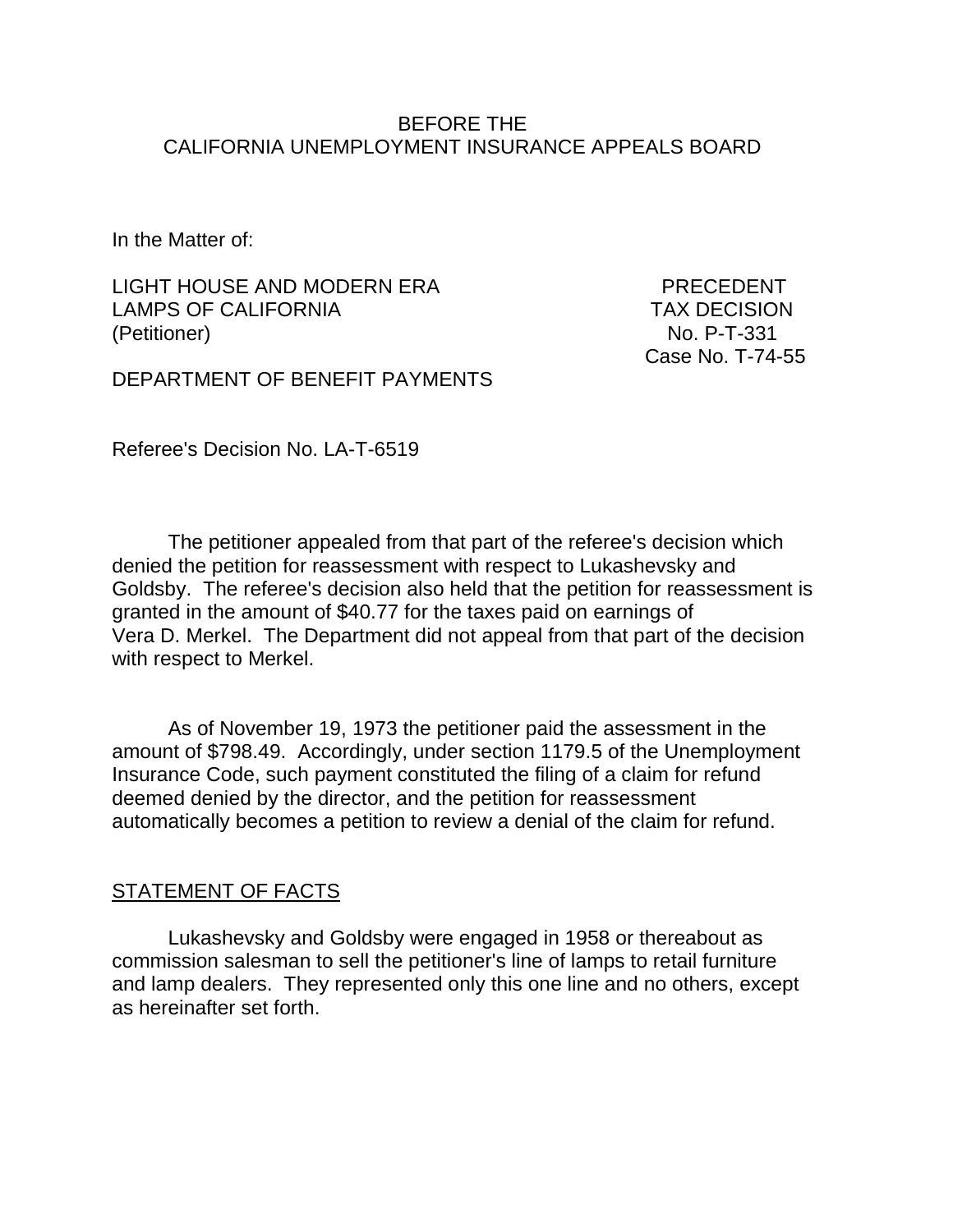BEFORE THE
CALIFORNIA UNEMPLOYMENT INSURANCE APPEALS BOARD

In the Matter of:

LIGHT HOUSE AND MODERN ERA LAMPS OF CALIFORNIA
(Petitioner)

PRECEDENT TAX DECISION
No. P-T-331
Case No. T-74-55

DEPARTMENT OF BENEFIT PAYMENTS

Referee's Decision No. LA-T-6519

The petitioner appealed from that part of the referee's decision which denied the petition for reassessment with respect to Lukashevsky and Goldsby. The referee's decision also held that the petition for reassessment is granted in the amount of $40.77 for the taxes paid on earnings of Vera D. Merkel. The Department did not appeal from that part of the decision with respect to Merkel.

As of November 19, 1973 the petitioner paid the assessment in the amount of $798.49. Accordingly, under section 1179.5 of the Unemployment Insurance Code, such payment constituted the filing of a claim for refund deemed denied by the director, and the petition for reassessment automatically becomes a petition to review a denial of the claim for refund.

## STATEMENT OF FACTS

Lukashevsky and Goldsby were engaged in 1958 or thereabout as commission salesman to sell the petitioner's line of lamps to retail furniture and lamp dealers. They represented only this one line and no others, except as hereinafter set forth.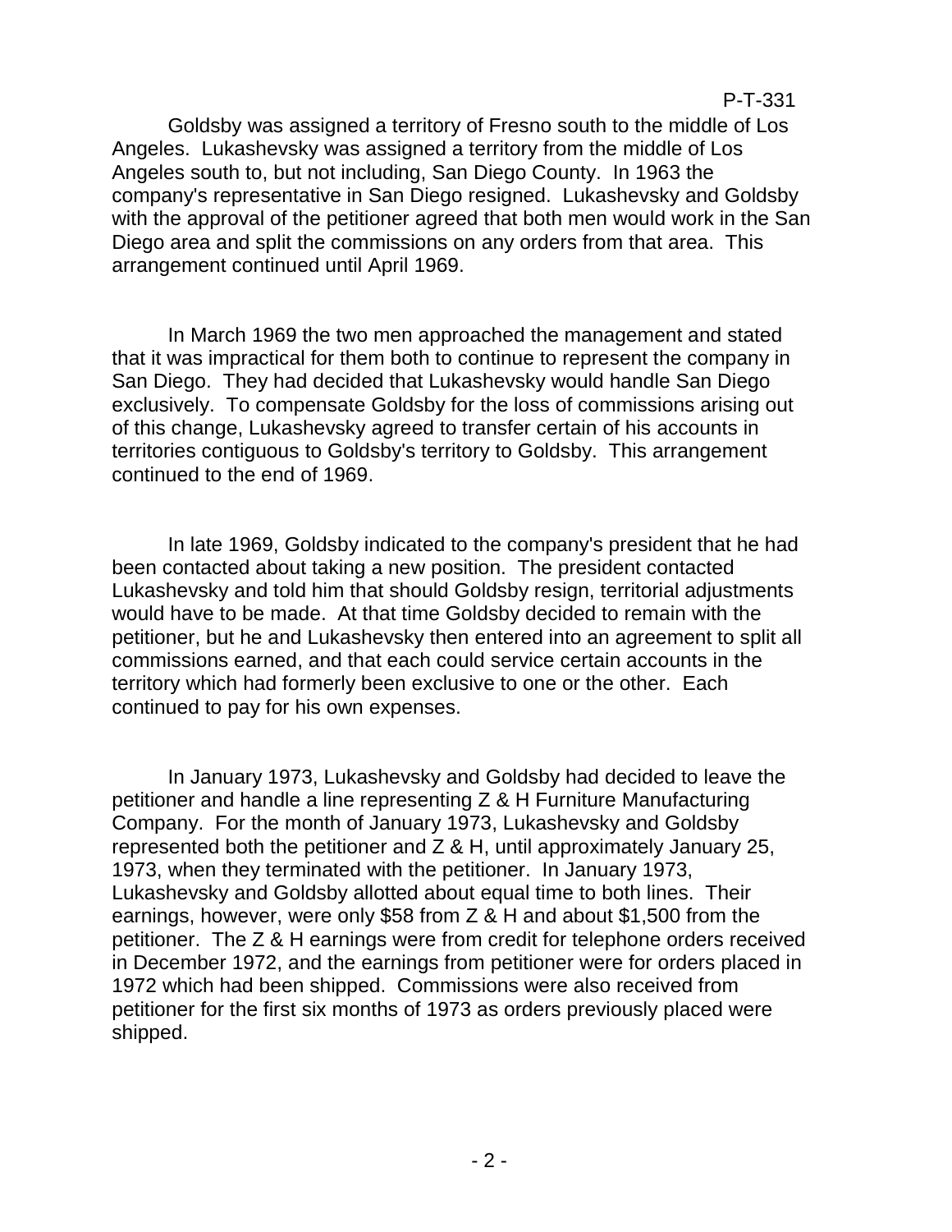Goldsby was assigned a territory of Fresno south to the middle of Los Angeles. Lukashevsky was assigned a territory from the middle of Los Angeles south to, but not including, San Diego County. In 1963 the company's representative in San Diego resigned. Lukashevsky and Goldsby with the approval of the petitioner agreed that both men would work in the San Diego area and split the commissions on any orders from that area. This arrangement continued until April 1969.

In March 1969 the two men approached the management and stated that it was impractical for them both to continue to represent the company in San Diego. They had decided that Lukashevsky would handle San Diego exclusively. To compensate Goldsby for the loss of commissions arising out of this change, Lukashevsky agreed to transfer certain of his accounts in territories contiguous to Goldsby's territory to Goldsby. This arrangement continued to the end of 1969.

In late 1969, Goldsby indicated to the company's president that he had been contacted about taking a new position. The president contacted Lukashevsky and told him that should Goldsby resign, territorial adjustments would have to be made. At that time Goldsby decided to remain with the petitioner, but he and Lukashevsky then entered into an agreement to split all commissions earned, and that each could service certain accounts in the territory which had formerly been exclusive to one or the other. Each continued to pay for his own expenses.

In January 1973, Lukashevsky and Goldsby had decided to leave the petitioner and handle a line representing Z & H Furniture Manufacturing Company. For the month of January 1973, Lukashevsky and Goldsby represented both the petitioner and Z & H, until approximately January 25, 1973, when they terminated with the petitioner. In January 1973, Lukashevsky and Goldsby allotted about equal time to both lines. Their earnings, however, were only $58 from Z & H and about $1,500 from the petitioner. The Z & H earnings were from credit for telephone orders received in December 1972, and the earnings from petitioner were for orders placed in 1972 which had been shipped. Commissions were also received from petitioner for the first six months of 1973 as orders previously placed were shipped.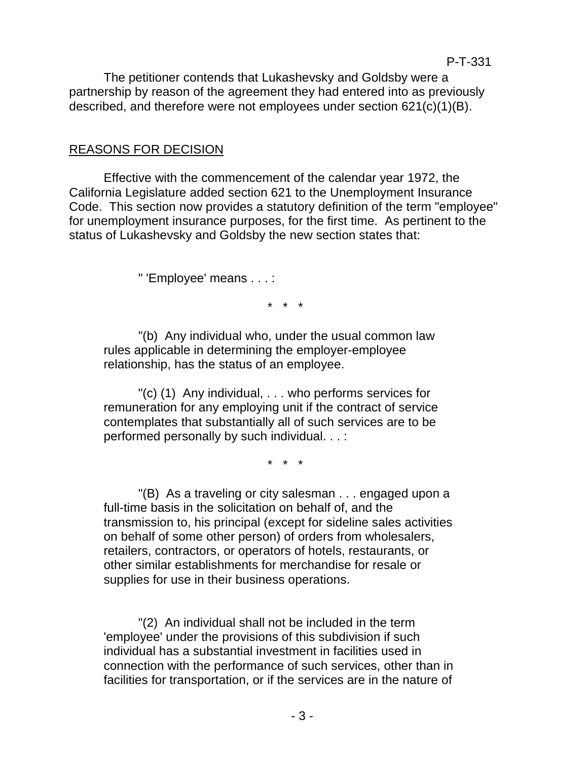The petitioner contends that Lukashevsky and Goldsby were a partnership by reason of the agreement they had entered into as previously described, and therefore were not employees under section 621(c)(1)(B).

## REASONS FOR DECISION

Effective with the commencement of the calendar year 1972, the California Legislature added section 621 to the Unemployment Insurance Code. This section now provides a statutory definition of the term "employee" for unemployment insurance purposes, for the first time. As pertinent to the status of Lukashevsky and Goldsby the new section states that:

> " 'Employee' means . . . :
>
> \* \* \*
>
> "(b) Any individual who, under the usual common law rules applicable in determining the employer-employee relationship, has the status of an employee.
>
> "(c) (1) Any individual, . . . who performs services for remuneration for any employing unit if the contract of service contemplates that substantially all of such services are to be performed personally by such individual. . . :
>
> \* \* \*
>
> "(B) As a traveling or city salesman . . . engaged upon a full-time basis in the solicitation on behalf of, and the transmission to, his principal (except for sideline sales activities on behalf of some other person) of orders from wholesalers, retailers, contractors, or operators of hotels, restaurants, or other similar establishments for merchandise for resale or supplies for use in their business operations.
>
> "(2) An individual shall not be included in the term 'employee' under the provisions of this subdivision if such individual has a substantial investment in facilities used in connection with the performance of such services, other than in facilities for transportation, or if the services are in the nature of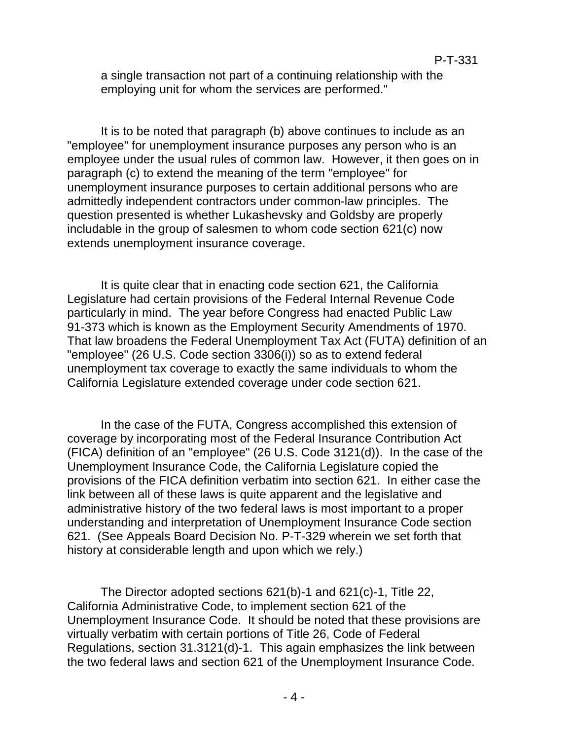a single transaction not part of a continuing relationship with the employing unit for whom the services are performed."

It is to be noted that paragraph (b) above continues to include as an "employee" for unemployment insurance purposes any person who is an employee under the usual rules of common law. However, it then goes on in paragraph (c) to extend the meaning of the term "employee" for unemployment insurance purposes to certain additional persons who are admittedly independent contractors under common-law principles. The question presented is whether Lukashevsky and Goldsby are properly includable in the group of salesmen to whom code section 621(c) now extends unemployment insurance coverage.

It is quite clear that in enacting code section 621, the California Legislature had certain provisions of the Federal Internal Revenue Code particularly in mind. The year before Congress had enacted Public Law 91-373 which is known as the Employment Security Amendments of 1970. That law broadens the Federal Unemployment Tax Act (FUTA) definition of an "employee" (26 U.S. Code section 3306(i)) so as to extend federal unemployment tax coverage to exactly the same individuals to whom the California Legislature extended coverage under code section 621.

In the case of the FUTA, Congress accomplished this extension of coverage by incorporating most of the Federal Insurance Contribution Act (FICA) definition of an "employee" (26 U.S. Code 3121(d)). In the case of the Unemployment Insurance Code, the California Legislature copied the provisions of the FICA definition verbatim into section 621. In either case the link between all of these laws is quite apparent and the legislative and administrative history of the two federal laws is most important to a proper understanding and interpretation of Unemployment Insurance Code section 621. (See Appeals Board Decision No. P-T-329 wherein we set forth that history at considerable length and upon which we rely.)

The Director adopted sections 621(b)-1 and 621(c)-1, Title 22, California Administrative Code, to implement section 621 of the Unemployment Insurance Code. It should be noted that these provisions are virtually verbatim with certain portions of Title 26, Code of Federal Regulations, section 31.3121(d)-1. This again emphasizes the link between the two federal laws and section 621 of the Unemployment Insurance Code.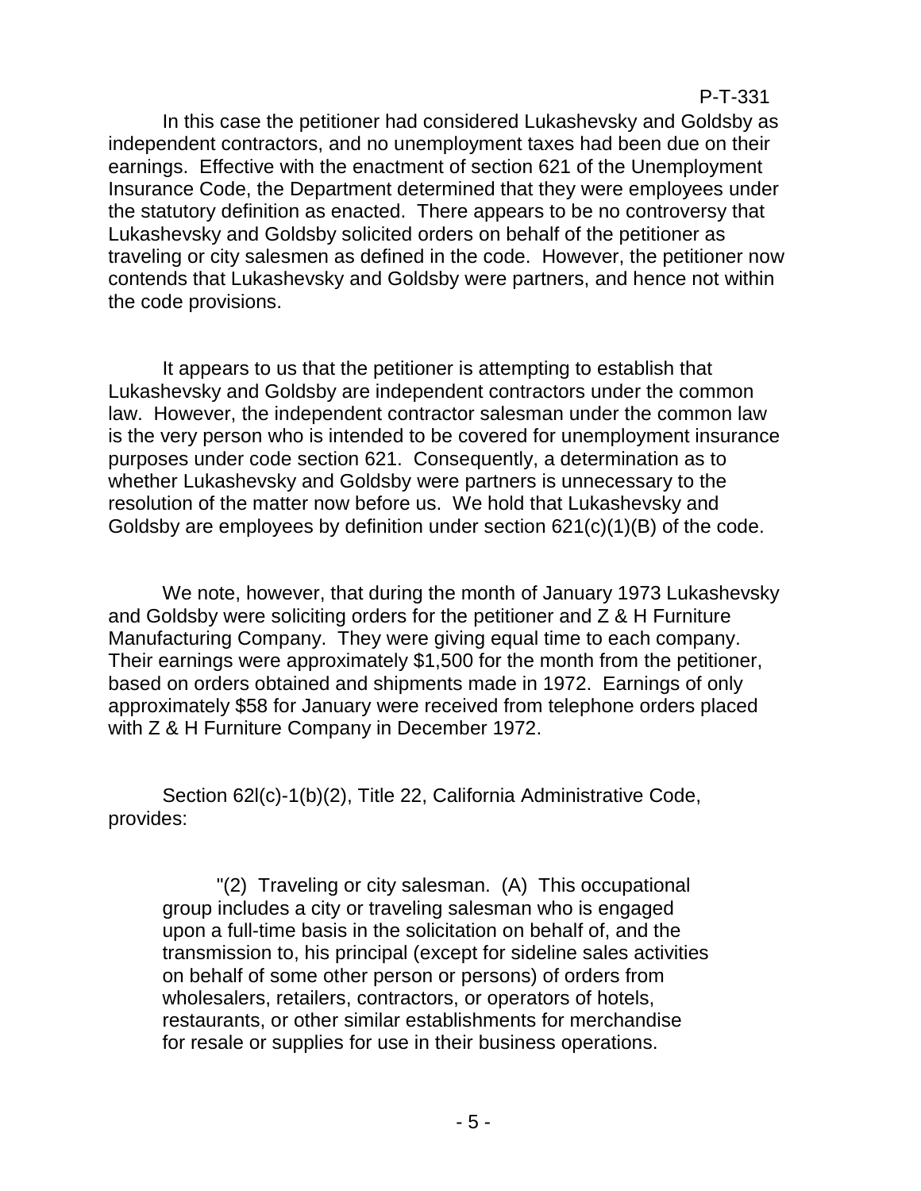In this case the petitioner had considered Lukashevsky and Goldsby as independent contractors, and no unemployment taxes had been due on their earnings. Effective with the enactment of section 621 of the Unemployment Insurance Code, the Department determined that they were employees under the statutory definition as enacted. There appears to be no controversy that Lukashevsky and Goldsby solicited orders on behalf of the petitioner as traveling or city salesmen as defined in the code. However, the petitioner now contends that Lukashevsky and Goldsby were partners, and hence not within the code provisions.

It appears to us that the petitioner is attempting to establish that Lukashevsky and Goldsby are independent contractors under the common law. However, the independent contractor salesman under the common law is the very person who is intended to be covered for unemployment insurance purposes under code section 621. Consequently, a determination as to whether Lukashevsky and Goldsby were partners is unnecessary to the resolution of the matter now before us. We hold that Lukashevsky and Goldsby are employees by definition under section 621(c)(1)(B) of the code.

We note, however, that during the month of January 1973 Lukashevsky and Goldsby were soliciting orders for the petitioner and Z & H Furniture Manufacturing Company. They were giving equal time to each company. Their earnings were approximately $1,500 for the month from the petitioner, based on orders obtained and shipments made in 1972. Earnings of only approximately $58 for January were received from telephone orders placed with Z & H Furniture Company in December 1972.

Section 62l(c)-1(b)(2), Title 22, California Administrative Code, provides:

> "(2) Traveling or city salesman. (A) This occupational group includes a city or traveling salesman who is engaged upon a full-time basis in the solicitation on behalf of, and the transmission to, his principal (except for sideline sales activities on behalf of some other person or persons) of orders from wholesalers, retailers, contractors, or operators of hotels, restaurants, or other similar establishments for merchandise for resale or supplies for use in their business operations.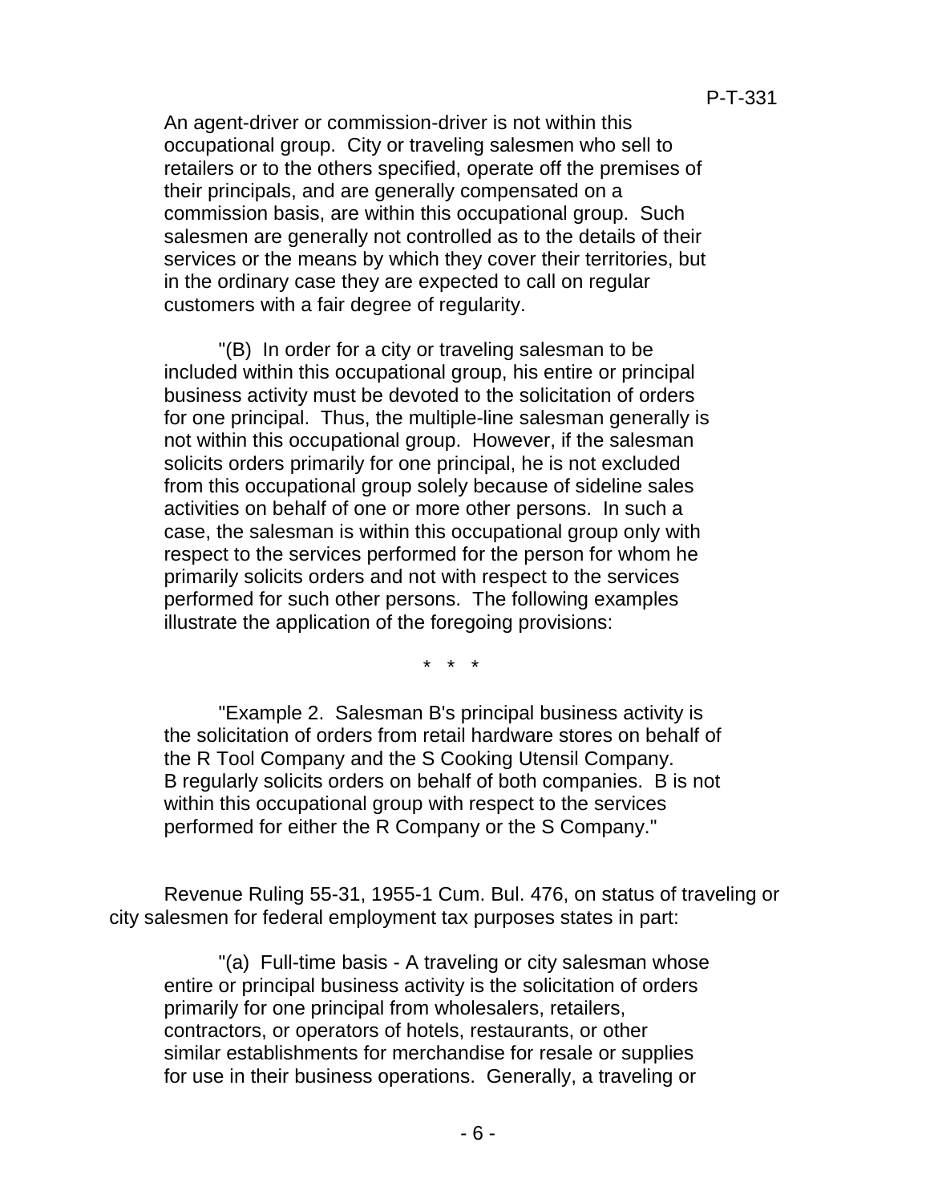An agent-driver or commission-driver is not within this occupational group. City or traveling salesmen who sell to retailers or to the others specified, operate off the premises of their principals, and are generally compensated on a commission basis, are within this occupational group. Such salesmen are generally not controlled as to the details of their services or the means by which they cover their territories, but in the ordinary case they are expected to call on regular customers with a fair degree of regularity.

"(B) In order for a city or traveling salesman to be included within this occupational group, his entire or principal business activity must be devoted to the solicitation of orders for one principal. Thus, the multiple-line salesman generally is not within this occupational group. However, if the salesman solicits orders primarily for one principal, he is not excluded from this occupational group solely because of sideline sales activities on behalf of one or more other persons. In such a case, the salesman is within this occupational group only with respect to the services performed for the person for whom he primarily solicits orders and not with respect to the services performed for such other persons. The following examples illustrate the application of the foregoing provisions:

\* \* \*

"Example 2. Salesman B's principal business activity is the solicitation of orders from retail hardware stores on behalf of the R Tool Company and the S Cooking Utensil Company. B regularly solicits orders on behalf of both companies. B is not within this occupational group with respect to the services performed for either the R Company or the S Company."

Revenue Ruling 55-31, 1955-1 Cum. Bul. 476, on status of traveling or city salesmen for federal employment tax purposes states in part:

"(a) Full-time basis - A traveling or city salesman whose entire or principal business activity is the solicitation of orders primarily for one principal from wholesalers, retailers, contractors, or operators of hotels, restaurants, or other similar establishments for merchandise for resale or supplies for use in their business operations. Generally, a traveling or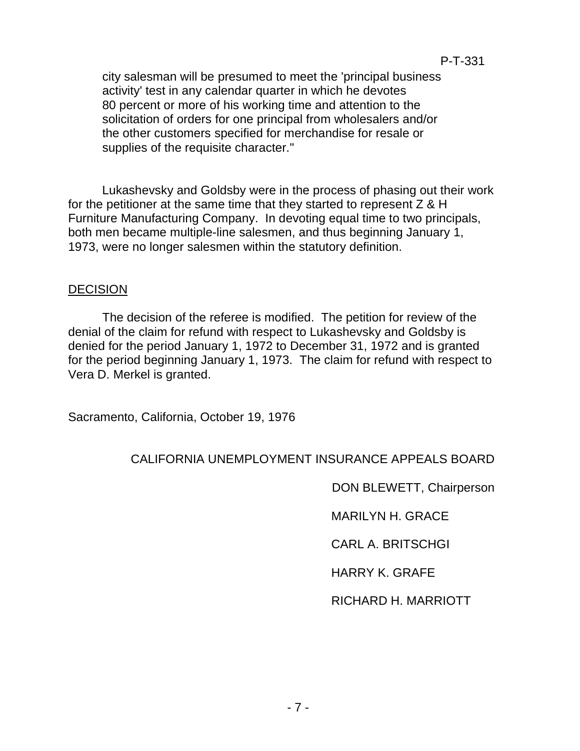city salesman will be presumed to meet the 'principal business activity' test in any calendar quarter in which he devotes 80 percent or more of his working time and attention to the solicitation of orders for one principal from wholesalers and/or the other customers specified for merchandise for resale or supplies of the requisite character."

Lukashevsky and Goldsby were in the process of phasing out their work for the petitioner at the same time that they started to represent Z & H Furniture Manufacturing Company. In devoting equal time to two principals, both men became multiple-line salesmen, and thus beginning January 1, 1973, were no longer salesmen within the statutory definition.

## DECISION

The decision of the referee is modified. The petition for review of the denial of the claim for refund with respect to Lukashevsky and Goldsby is denied for the period January 1, 1972 to December 31, 1972 and is granted for the period beginning January 1, 1973. The claim for refund with respect to Vera D. Merkel is granted.

Sacramento, California, October 19, 1976

CALIFORNIA UNEMPLOYMENT INSURANCE APPEALS BOARD

DON BLEWETT, Chairperson

MARILYN H. GRACE

CARL A. BRITSCHGI

HARRY K. GRAFE

RICHARD H. MARRIOTT